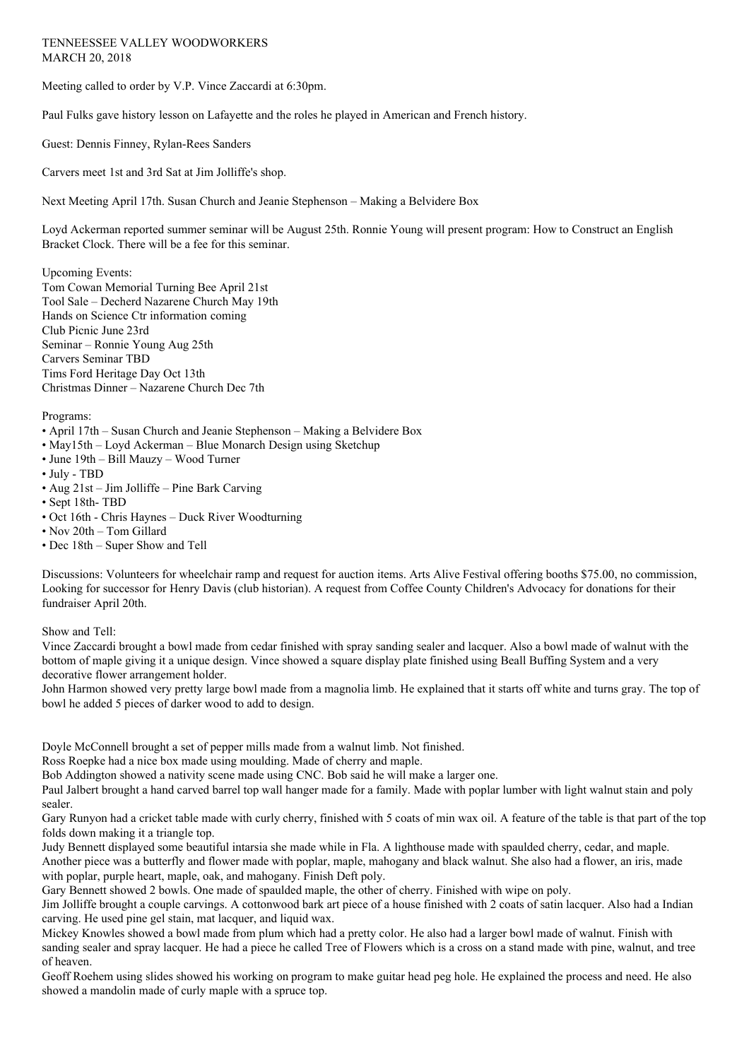TENNEESSEE VALLEY WOODWORKERS
MARCH 20, 2018

Meeting called to order by V.P. Vince Zaccardi at 6:30pm.

Paul Fulks gave history lesson on Lafayette and the roles he played in American and French history.

Guest: Dennis Finney, Rylan-Rees Sanders

Carvers meet 1st and 3rd Sat at Jim Jolliffe's shop.

Next Meeting April 17th. Susan Church and Jeanie Stephenson – Making a Belvidere Box

Loyd Ackerman reported summer seminar will be August 25th. Ronnie Young will present program: How to Construct an English Bracket Clock. There will be a fee for this seminar.

Upcoming Events:
Tom Cowan Memorial Turning Bee April 21st
Tool Sale – Decherd Nazarene Church May 19th
Hands on Science Ctr information coming
Club Picnic June 23rd
Seminar – Ronnie Young Aug 25th
Carvers Seminar TBD
Tims Ford Heritage Day Oct 13th
Christmas Dinner – Nazarene Church Dec 7th

Programs:

- April 17th – Susan Church and Jeanie Stephenson – Making a Belvidere Box
- May15th – Loyd Ackerman – Blue Monarch Design using Sketchup
- June 19th – Bill Mauzy – Wood Turner
- July - TBD
- Aug 21st – Jim Jolliffe – Pine Bark Carving
- Sept 18th- TBD
- Oct 16th - Chris Haynes – Duck River Woodturning
- Nov 20th – Tom Gillard
- Dec 18th – Super Show and Tell

Discussions: Volunteers for wheelchair ramp and request for auction items. Arts Alive Festival offering booths $75.00, no commission, Looking for successor for Henry Davis (club historian). A request from Coffee County Children's Advocacy for donations for their fundraiser April 20th.

Show and Tell:
Vince Zaccardi brought a bowl made from cedar finished with spray sanding sealer and lacquer. Also a bowl made of walnut with the bottom of maple giving it a unique design. Vince showed a square display plate finished using Beall Buffing System and a very decorative flower arrangement holder.
John Harmon showed very pretty large bowl made from a magnolia limb. He explained that it starts off white and turns gray. The top of bowl he added 5 pieces of darker wood to add to design.

Doyle McConnell brought a set of pepper mills made from a walnut limb. Not finished.
Ross Roepke had a nice box made using moulding. Made of cherry and maple.
Bob Addington showed a nativity scene made using CNC. Bob said he will make a larger one.
Paul Jalbert brought a hand carved barrel top wall hanger made for a family. Made with poplar lumber with light walnut stain and poly sealer.
Gary Runyon had a cricket table made with curly cherry, finished with 5 coats of min wax oil. A feature of the table is that part of the top folds down making it a triangle top.
Judy Bennett displayed some beautiful intarsia she made while in Fla. A lighthouse made with spaulded cherry, cedar, and maple. Another piece was a butterfly and flower made with poplar, maple, mahogany and black walnut. She also had a flower, an iris, made with poplar, purple heart, maple, oak, and mahogany. Finish Deft poly.
Gary Bennett showed 2 bowls. One made of spaulded maple, the other of cherry. Finished with wipe on poly.
Jim Jolliffe brought a couple carvings. A cottonwood bark art piece of a house finished with 2 coats of satin lacquer. Also had a Indian carving. He used pine gel stain, mat lacquer, and liquid wax.
Mickey Knowles showed a bowl made from plum which had a pretty color. He also had a larger bowl made of walnut. Finish with sanding sealer and spray lacquer. He had a piece he called Tree of Flowers which is a cross on a stand made with pine, walnut, and tree of heaven.
Geoff Roehem using slides showed his working on program to make guitar head peg hole. He explained the process and need. He also showed a mandolin made of curly maple with a spruce top.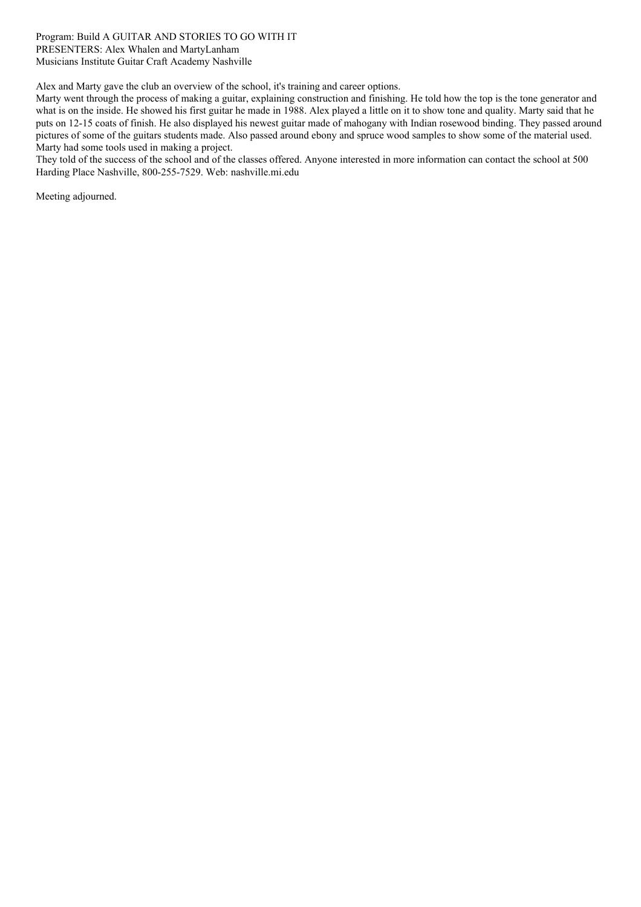Program: Build A GUITAR AND STORIES TO GO WITH IT
PRESENTERS: Alex Whalen and MartyLanham
Musicians Institute Guitar Craft Academy Nashville

Alex and Marty gave the club an overview of the school, it's training and career options.
Marty went through the process of making a guitar, explaining construction and finishing. He told how the top is the tone generator and what is on the inside. He showed his first guitar he made in 1988. Alex played a little on it to show tone and quality. Marty said that he puts on 12-15 coats of finish. He also displayed his newest guitar made of mahogany with Indian rosewood binding. They passed around pictures of some of the guitars students made. Also passed around ebony and spruce wood samples to show some of the material used. Marty had some tools used in making a project.
They told of the success of the school and of the classes offered. Anyone interested in more information can contact the school at 500 Harding Place Nashville, 800-255-7529. Web: nashville.mi.edu

Meeting adjourned.